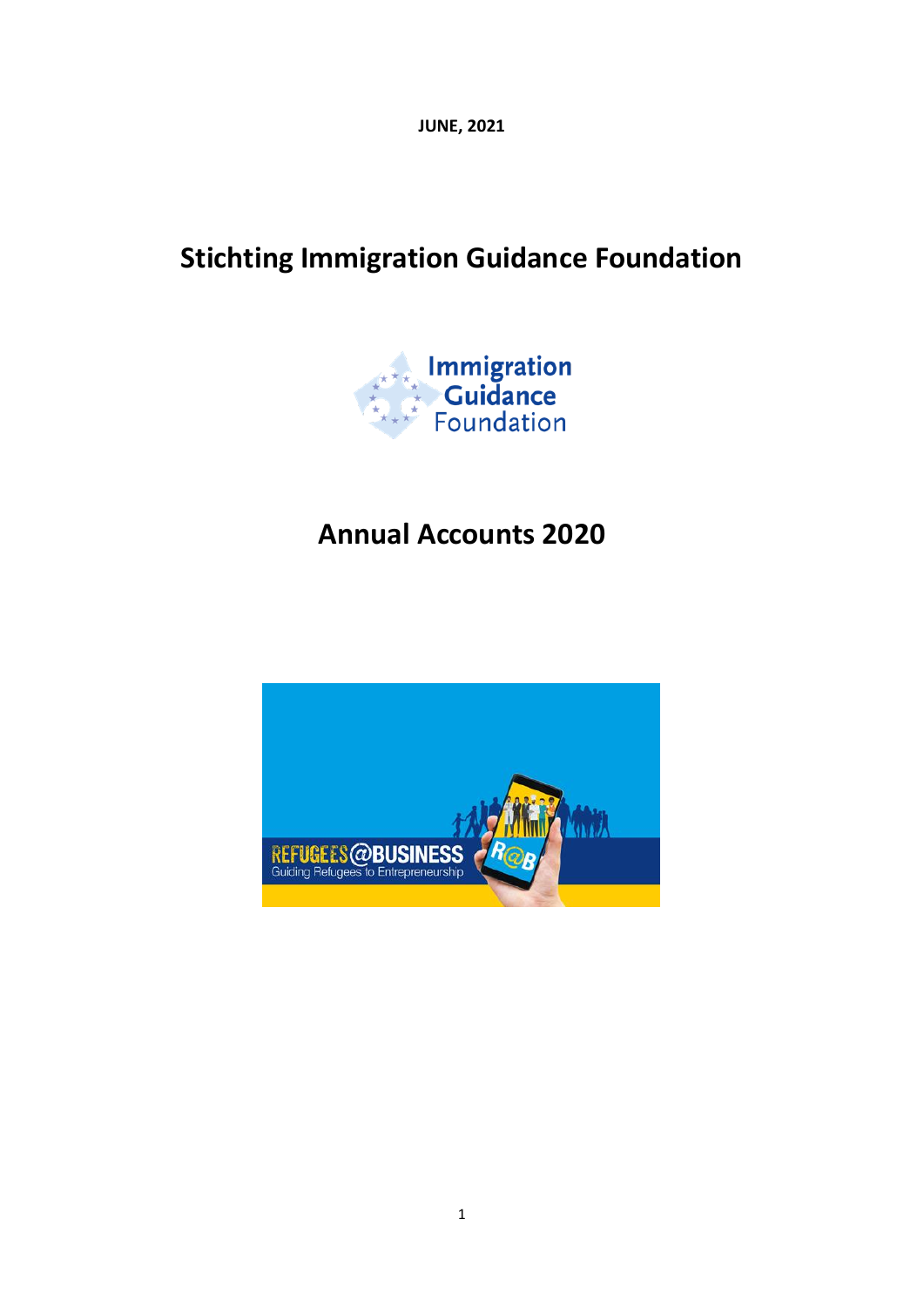**JUNE, 2021**

# Stichting Immigration Guidance Foundation

# Annual Accounts 2020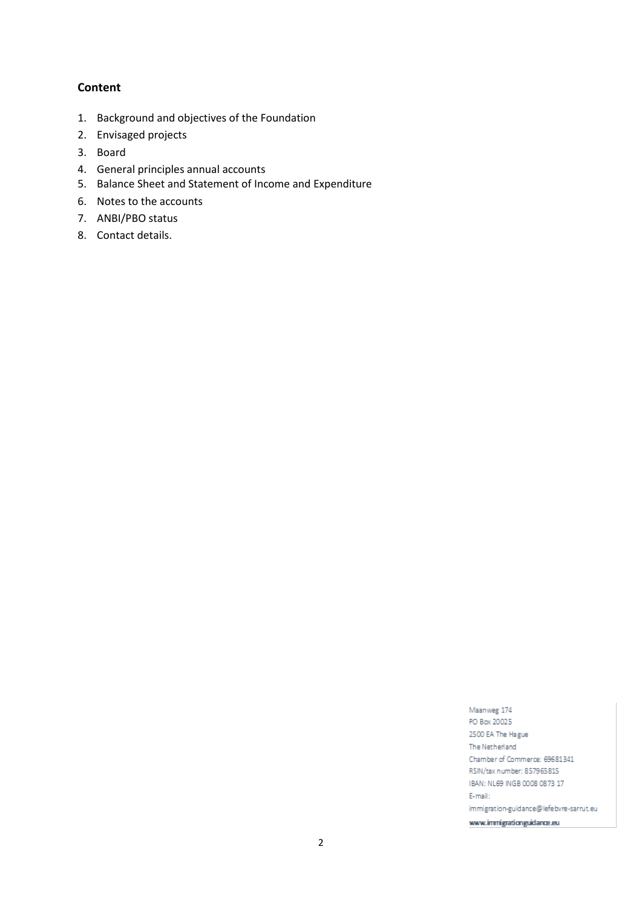**Content**

1. Background and objectives of the Foundation
2. Envisaged projects
3. Board
4. General principles annual accounts
5. Balance Sheet and Statement of Income and Expenditure
6. Notes to the accounts
7. ANBI/PBO status
8. Contact details.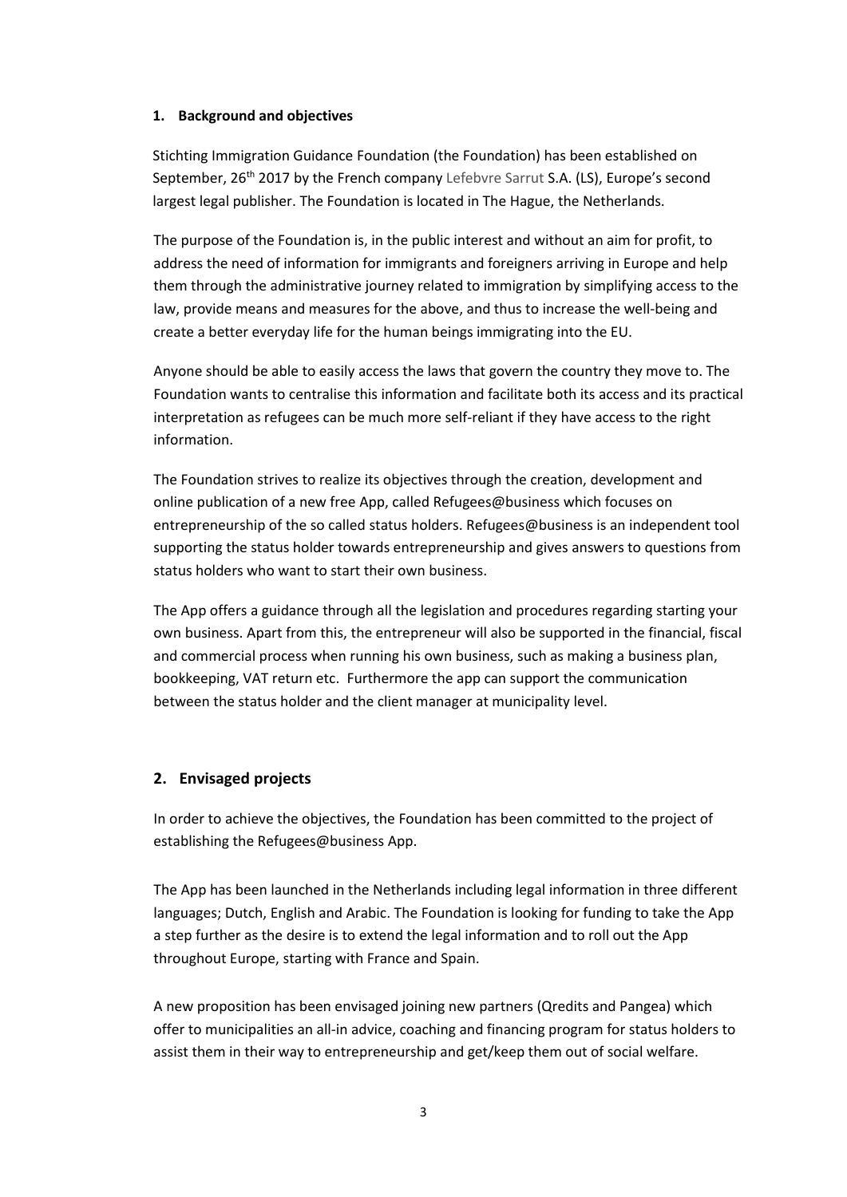## 1. Background and objectives

Stichting Immigration Guidance Foundation (the Foundation) has been established on September, 26th 2017 by the French company Lefebvre Sarrut S.A. (LS), Europe's second largest legal publisher. The Foundation is located in The Hague, the Netherlands.

The purpose of the Foundation is, in the public interest and without an aim for profit, to address the need of information for immigrants and foreigners arriving in Europe and help them through the administrative journey related to immigration by simplifying access to the law, provide means and measures for the above, and thus to increase the well-being and create a better everyday life for the human beings immigrating into the EU.

Anyone should be able to easily access the laws that govern the country they move to. The Foundation wants to centralise this information and facilitate both its access and its practical interpretation as refugees can be much more self-reliant if they have access to the right information.

The Foundation strives to realize its objectives through the creation, development and online publication of a new free App, called Refugees@business which focuses on entrepreneurship of the so called status holders. Refugees@business is an independent tool supporting the status holder towards entrepreneurship and gives answers to questions from status holders who want to start their own business.

The App offers a guidance through all the legislation and procedures regarding starting your own business. Apart from this, the entrepreneur will also be supported in the financial, fiscal and commercial process when running his own business, such as making a business plan, bookkeeping, VAT return etc. Furthermore the app can support the communication between the status holder and the client manager at municipality level.

## 2. Envisaged projects

In order to achieve the objectives, the Foundation has been committed to the project of establishing the Refugees@business App.

The App has been launched in the Netherlands including legal information in three different languages; Dutch, English and Arabic. The Foundation is looking for funding to take the App a step further as the desire is to extend the legal information and to roll out the App throughout Europe, starting with France and Spain.

A new proposition has been envisaged joining new partners (Qredits and Pangea) which offer to municipalities an all-in advice, coaching and financing program for status holders to assist them in their way to entrepreneurship and get/keep them out of social welfare.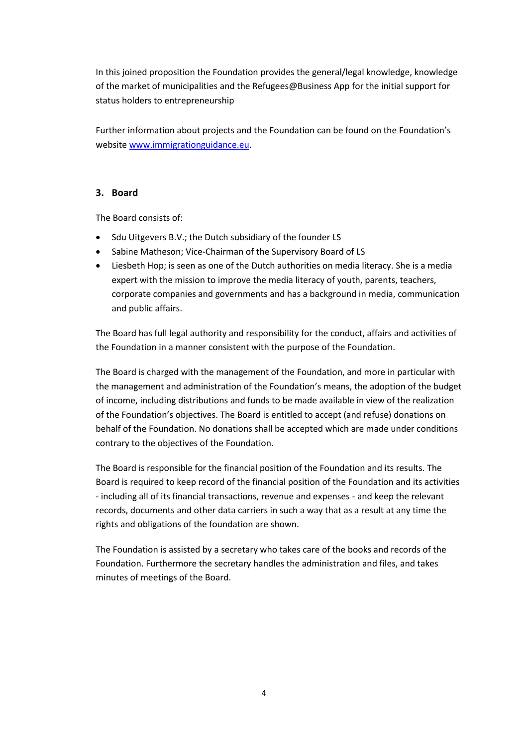In this joined proposition the Foundation provides the general/legal knowledge, knowledge of the market of municipalities and the Refugees@Business App for the initial support for status holders to entrepreneurship

Further information about projects and the Foundation can be found on the Foundation's website [www.immigrationguidance.eu](http://www.immigrationguidance.eu).

## 3. Board

The Board consists of:

- Sdu Uitgevers B.V.; the Dutch subsidiary of the founder LS
- Sabine Matheson; Vice-Chairman of the Supervisory Board of LS
- Liesbeth Hop; is seen as one of the Dutch authorities on media literacy. She is a media expert with the mission to improve the media literacy of youth, parents, teachers, corporate companies and governments and has a background in media, communication and public affairs.

The Board has full legal authority and responsibility for the conduct, affairs and activities of the Foundation in a manner consistent with the purpose of the Foundation.

The Board is charged with the management of the Foundation, and more in particular with the management and administration of the Foundation's means, the adoption of the budget of income, including distributions and funds to be made available in view of the realization of the Foundation's objectives. The Board is entitled to accept (and refuse) donations on behalf of the Foundation. No donations shall be accepted which are made under conditions contrary to the objectives of the Foundation.

The Board is responsible for the financial position of the Foundation and its results. The Board is required to keep record of the financial position of the Foundation and its activities - including all of its financial transactions, revenue and expenses - and keep the relevant records, documents and other data carriers in such a way that as a result at any time the rights and obligations of the foundation are shown.

The Foundation is assisted by a secretary who takes care of the books and records of the Foundation. Furthermore the secretary handles the administration and files, and takes minutes of meetings of the Board.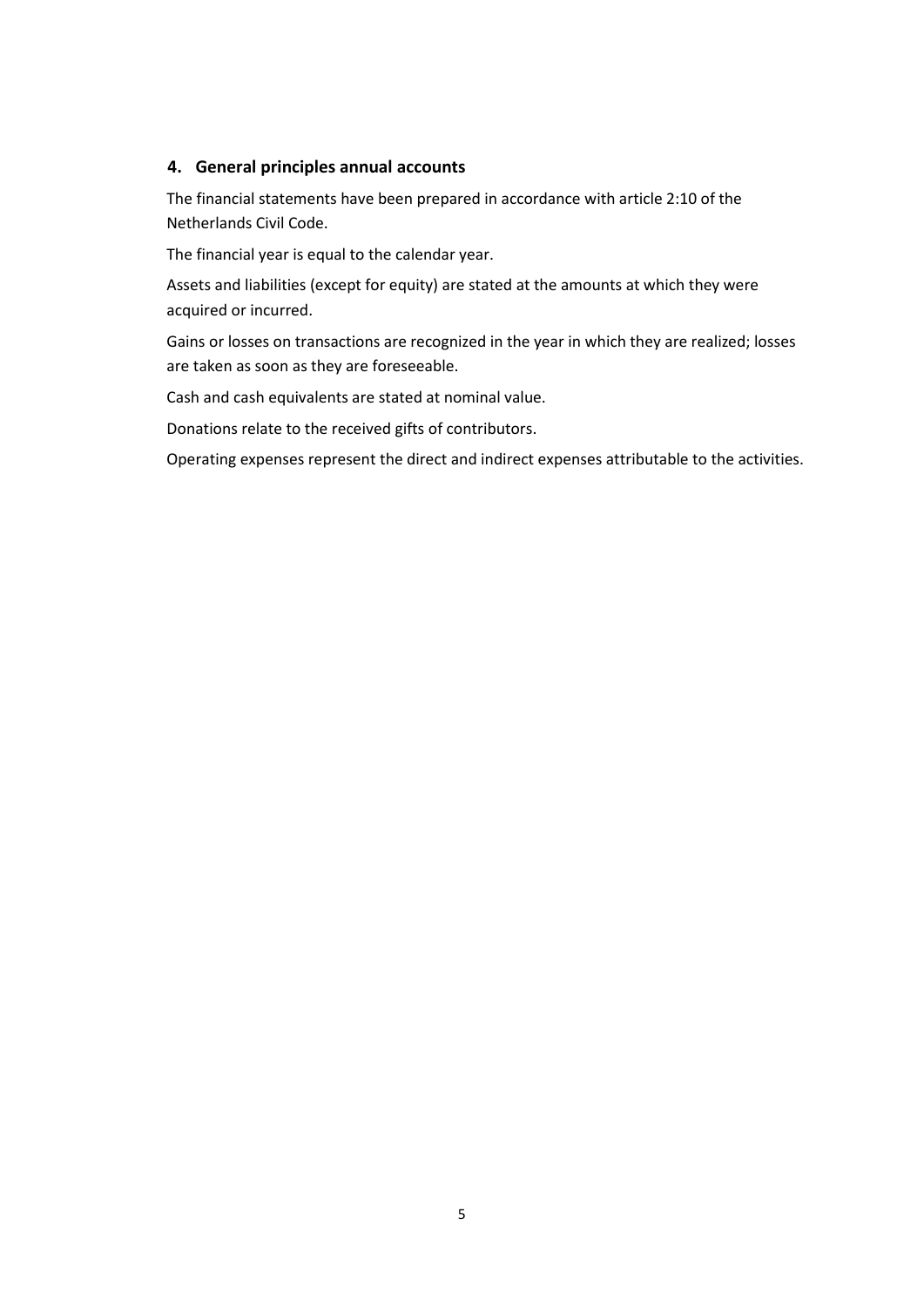## 4. General principles annual accounts

The financial statements have been prepared in accordance with article 2:10 of the Netherlands Civil Code.

The financial year is equal to the calendar year.

Assets and liabilities (except for equity) are stated at the amounts at which they were acquired or incurred.

Gains or losses on transactions are recognized in the year in which they are realized; losses are taken as soon as they are foreseeable.

Cash and cash equivalents are stated at nominal value.

Donations relate to the received gifts of contributors.

Operating expenses represent the direct and indirect expenses attributable to the activities.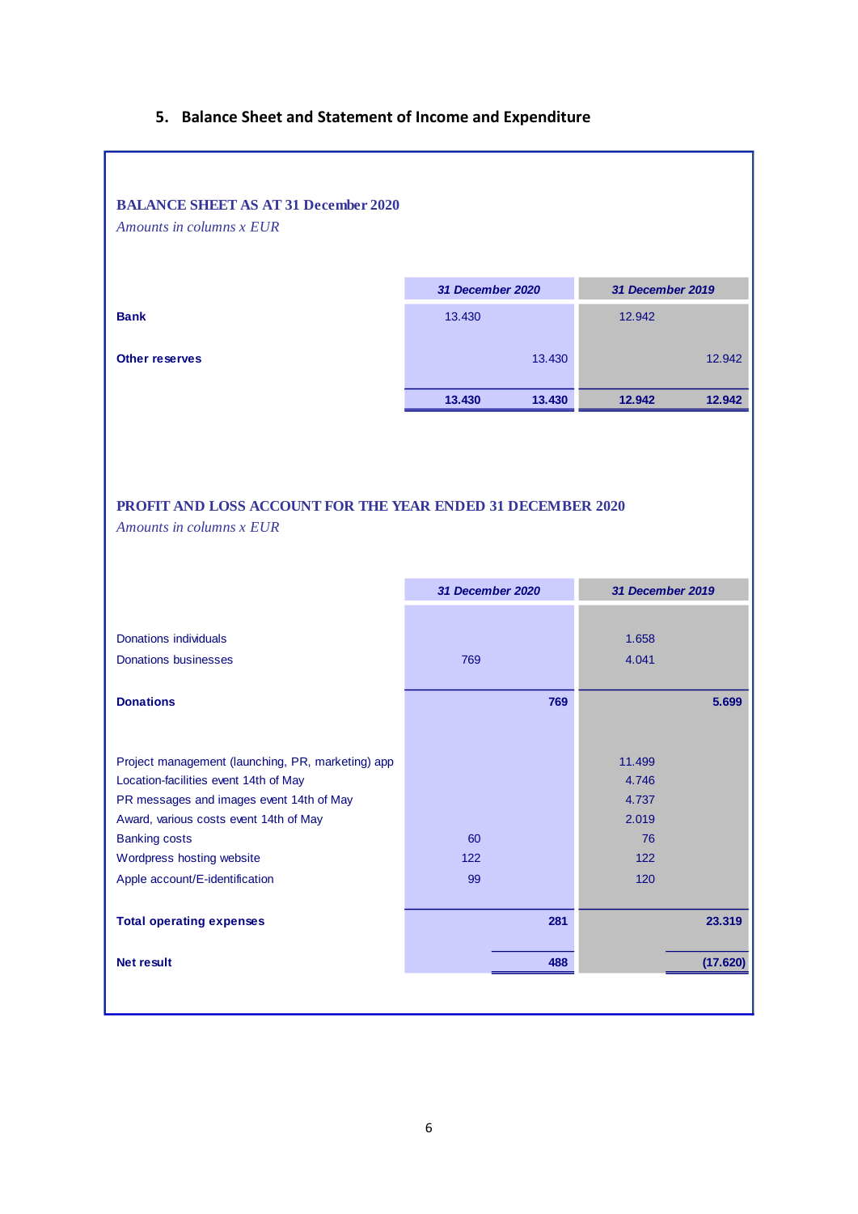## 5. Balance Sheet and Statement of Income and Expenditure

### BALANCE SHEET AS AT 31 December 2020

*Amounts in columns x EUR*

| | 31 December 2020 | | 31 December 2019 | |
|---|---|---|---|---|
| **Bank** | 13.430 | | 12.942 | |
| **Other reserves** | | 13.430 | | 12.942 |
| | **13.430** | **13.430** | **12.942** | **12.942** |

### PROFIT AND LOSS ACCOUNT FOR THE YEAR ENDED 31 DECEMBER 2020

*Amounts in columns x EUR*

| | 31 December 2020 | | 31 December 2019 | |
|---|---|---|---|---|
| Donations individuals | | | 1.658 | |
| Donations businesses | 769 | | 4.041 | |
| **Donations** | | **769** | | **5.699** |
| Project management (launching, PR, marketing) app | | | 11.499 | |
| Location-facilities event 14th of May | | | 4.746 | |
| PR messages and images event 14th of May | | | 4.737 | |
| Award, various costs event 14th of May | | | 2.019 | |
| Banking costs | 60 | | 76 | |
| Wordpress hosting website | 122 | | 122 | |
| Apple account/E-identification | 99 | | 120 | |
| **Total operating expenses** | | **281** | | **23.319** |
| **Net result** | | **488** | | **(17.620)** |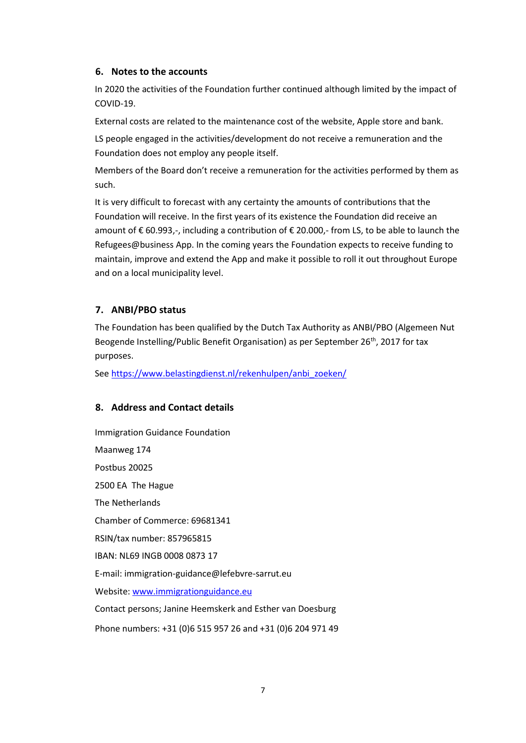## 6. Notes to the accounts

In 2020 the activities of the Foundation further continued although limited by the impact of COVID-19.

External costs are related to the maintenance cost of the website, Apple store and bank.

LS people engaged in the activities/development do not receive a remuneration and the Foundation does not employ any people itself.

Members of the Board don't receive a remuneration for the activities performed by them as such.

It is very difficult to forecast with any certainty the amounts of contributions that the Foundation will receive. In the first years of its existence the Foundation did receive an amount of € 60.993,-, including a contribution of € 20.000,- from LS, to be able to launch the Refugees@business App. In the coming years the Foundation expects to receive funding to maintain, improve and extend the App and make it possible to roll it out throughout Europe and on a local municipality level.

## 7. ANBI/PBO status

The Foundation has been qualified by the Dutch Tax Authority as ANBI/PBO (Algemeen Nut Beogende Instelling/Public Benefit Organisation) as per September 26th, 2017 for tax purposes.

See https://www.belastingdienst.nl/rekenhulpen/anbi_zoeken/

## 8. Address and Contact details

Immigration Guidance Foundation

Maanweg 174

Postbus 20025

2500 EA The Hague

The Netherlands

Chamber of Commerce: 69681341

RSIN/tax number: 857965815

IBAN: NL69 INGB 0008 0873 17

E-mail: immigration-guidance@lefebvre-sarrut.eu

Website: www.immigrationguidance.eu

Contact persons; Janine Heemskerk and Esther van Doesburg

Phone numbers: +31 (0)6 515 957 26 and +31 (0)6 204 971 49